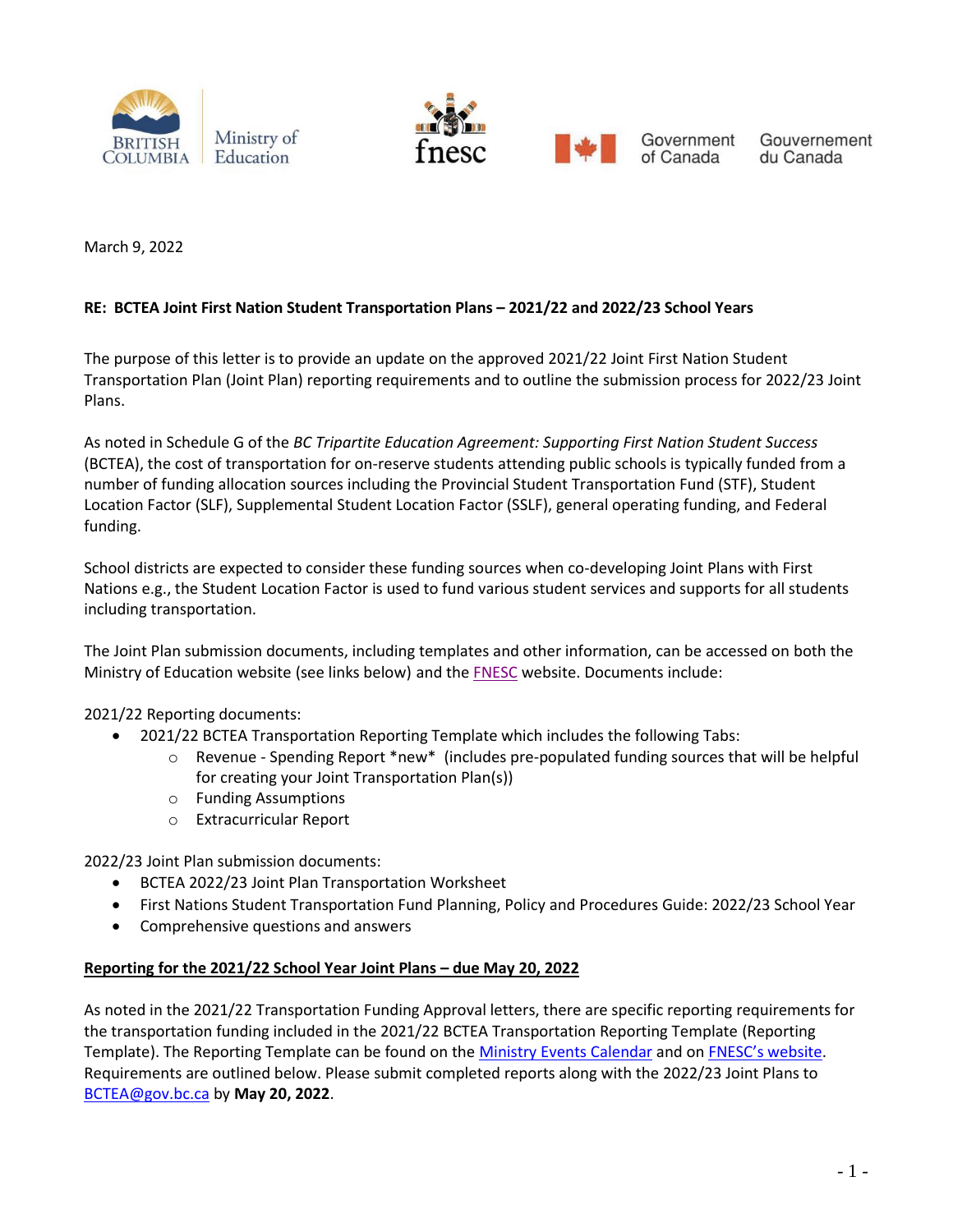March 9, 2022

**RE: BCTEA Joint First Nation Student Transportation Plans – 2021/22 and 2022/23 School Years**

The purpose of this letter is to provide an update on the approved 2021/22 Joint First Nation Student Transportation Plan (Joint Plan) reporting requirements and to outline the submission process for 2022/23 Joint Plans.

As noted in Schedule G of the *BC Tripartite Education Agreement: Supporting First Nation Student Success* (BCTEA), the cost of transportation for on-reserve students attending public schools is typically funded from a number of funding allocation sources including the Provincial Student Transportation Fund (STF), Student Location Factor (SLF), Supplemental Student Location Factor (SSLF), general operating funding, and Federal funding.

School districts are expected to consider these funding sources when co-developing Joint Plans with First Nations e.g., the Student Location Factor is used to fund various student services and supports for all students including transportation.

The Joint Plan submission documents, including templates and other information, can be accessed on both the Ministry of Education website (see links below) and the FNESC website. Documents include:

2021/22 Reporting documents:

- 2021/22 BCTEA Transportation Reporting Template which includes the following Tabs:
  - Revenue - Spending Report *new* (includes pre-populated funding sources that will be helpful for creating your Joint Transportation Plan(s))
  - Funding Assumptions
  - Extracurricular Report

2022/23 Joint Plan submission documents:

- BCTEA 2022/23 Joint Plan Transportation Worksheet
- First Nations Student Transportation Fund Planning, Policy and Procedures Guide: 2022/23 School Year
- Comprehensive questions and answers

**Reporting for the 2021/22 School Year Joint Plans – due May 20, 2022**

As noted in the 2021/22 Transportation Funding Approval letters, there are specific reporting requirements for the transportation funding included in the 2021/22 BCTEA Transportation Reporting Template (Reporting Template). The Reporting Template can be found on the Ministry Events Calendar and on FNESC's website. Requirements are outlined below. Please submit completed reports along with the 2022/23 Joint Plans to BCTEA@gov.bc.ca by **May 20, 2022**.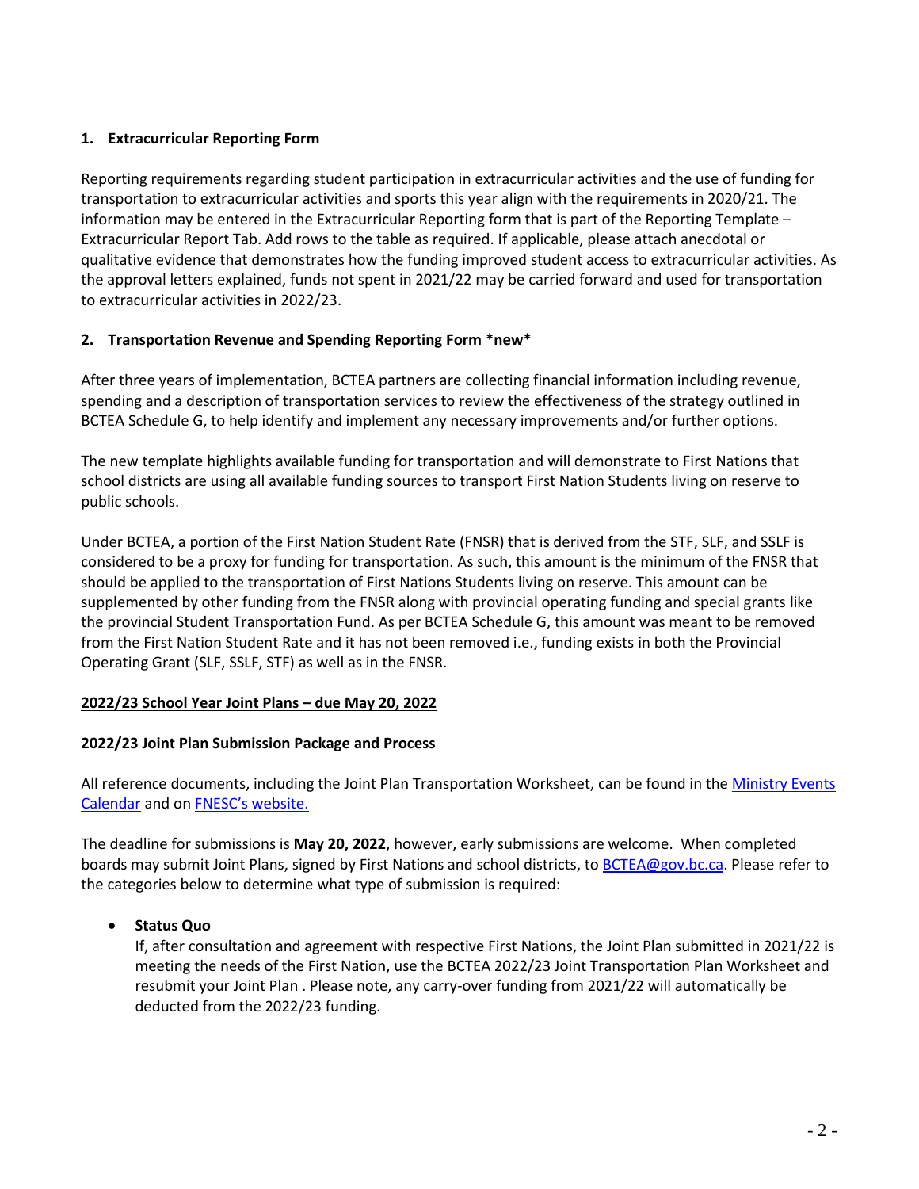1. **Extracurricular Reporting Form**

Reporting requirements regarding student participation in extracurricular activities and the use of funding for transportation to extracurricular activities and sports this year align with the requirements in 2020/21. The information may be entered in the Extracurricular Reporting form that is part of the Reporting Template – Extracurricular Report Tab. Add rows to the table as required. If applicable, please attach anecdotal or qualitative evidence that demonstrates how the funding improved student access to extracurricular activities. As the approval letters explained, funds not spent in 2021/22 may be carried forward and used for transportation to extracurricular activities in 2022/23.

2. **Transportation Revenue and Spending Reporting Form *new***

After three years of implementation, BCTEA partners are collecting financial information including revenue, spending and a description of transportation services to review the effectiveness of the strategy outlined in BCTEA Schedule G, to help identify and implement any necessary improvements and/or further options.

The new template highlights available funding for transportation and will demonstrate to First Nations that school districts are using all available funding sources to transport First Nation Students living on reserve to public schools.

Under BCTEA, a portion of the First Nation Student Rate (FNSR) that is derived from the STF, SLF, and SSLF is considered to be a proxy for funding for transportation. As such, this amount is the minimum of the FNSR that should be applied to the transportation of First Nations Students living on reserve. This amount can be supplemented by other funding from the FNSR along with provincial operating funding and special grants like the provincial Student Transportation Fund. As per BCTEA Schedule G, this amount was meant to be removed from the First Nation Student Rate and it has not been removed i.e., funding exists in both the Provincial Operating Grant (SLF, SSLF, STF) as well as in the FNSR.

**2022/23 School Year Joint Plans – due May 20, 2022**

**2022/23 Joint Plan Submission Package and Process**

All reference documents, including the Joint Plan Transportation Worksheet, can be found in the Ministry Events Calendar and on FNESC's website.

The deadline for submissions is **May 20, 2022**, however, early submissions are welcome. When completed boards may submit Joint Plans, signed by First Nations and school districts, to BCTEA@gov.bc.ca. Please refer to the categories below to determine what type of submission is required:

- **Status Quo**
  If, after consultation and agreement with respective First Nations, the Joint Plan submitted in 2021/22 is meeting the needs of the First Nation, use the BCTEA 2022/23 Joint Transportation Plan Worksheet and resubmit your Joint Plan . Please note, any carry-over funding from 2021/22 will automatically be deducted from the 2022/23 funding.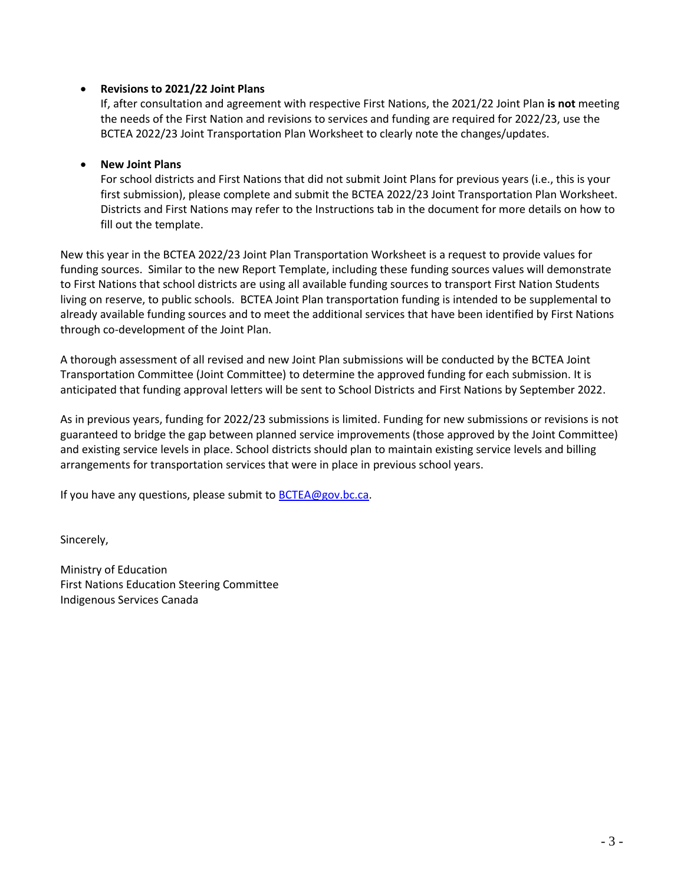- **Revisions to 2021/22 Joint Plans**
  If, after consultation and agreement with respective First Nations, the 2021/22 Joint Plan **is not** meeting the needs of the First Nation and revisions to services and funding are required for 2022/23, use the BCTEA 2022/23 Joint Transportation Plan Worksheet to clearly note the changes/updates.

- **New Joint Plans**
  For school districts and First Nations that did not submit Joint Plans for previous years (i.e., this is your first submission), please complete and submit the BCTEA 2022/23 Joint Transportation Plan Worksheet. Districts and First Nations may refer to the Instructions tab in the document for more details on how to fill out the template.

New this year in the BCTEA 2022/23 Joint Plan Transportation Worksheet is a request to provide values for funding sources. Similar to the new Report Template, including these funding sources values will demonstrate to First Nations that school districts are using all available funding sources to transport First Nation Students living on reserve, to public schools. BCTEA Joint Plan transportation funding is intended to be supplemental to already available funding sources and to meet the additional services that have been identified by First Nations through co-development of the Joint Plan.

A thorough assessment of all revised and new Joint Plan submissions will be conducted by the BCTEA Joint Transportation Committee (Joint Committee) to determine the approved funding for each submission. It is anticipated that funding approval letters will be sent to School Districts and First Nations by September 2022.

As in previous years, funding for 2022/23 submissions is limited. Funding for new submissions or revisions is not guaranteed to bridge the gap between planned service improvements (those approved by the Joint Committee) and existing service levels in place. School districts should plan to maintain existing service levels and billing arrangements for transportation services that were in place in previous school years.

If you have any questions, please submit to [BCTEA@gov.bc.ca](mailto:BCTEA@gov.bc.ca).

Sincerely,

Ministry of Education
First Nations Education Steering Committee
Indigenous Services Canada